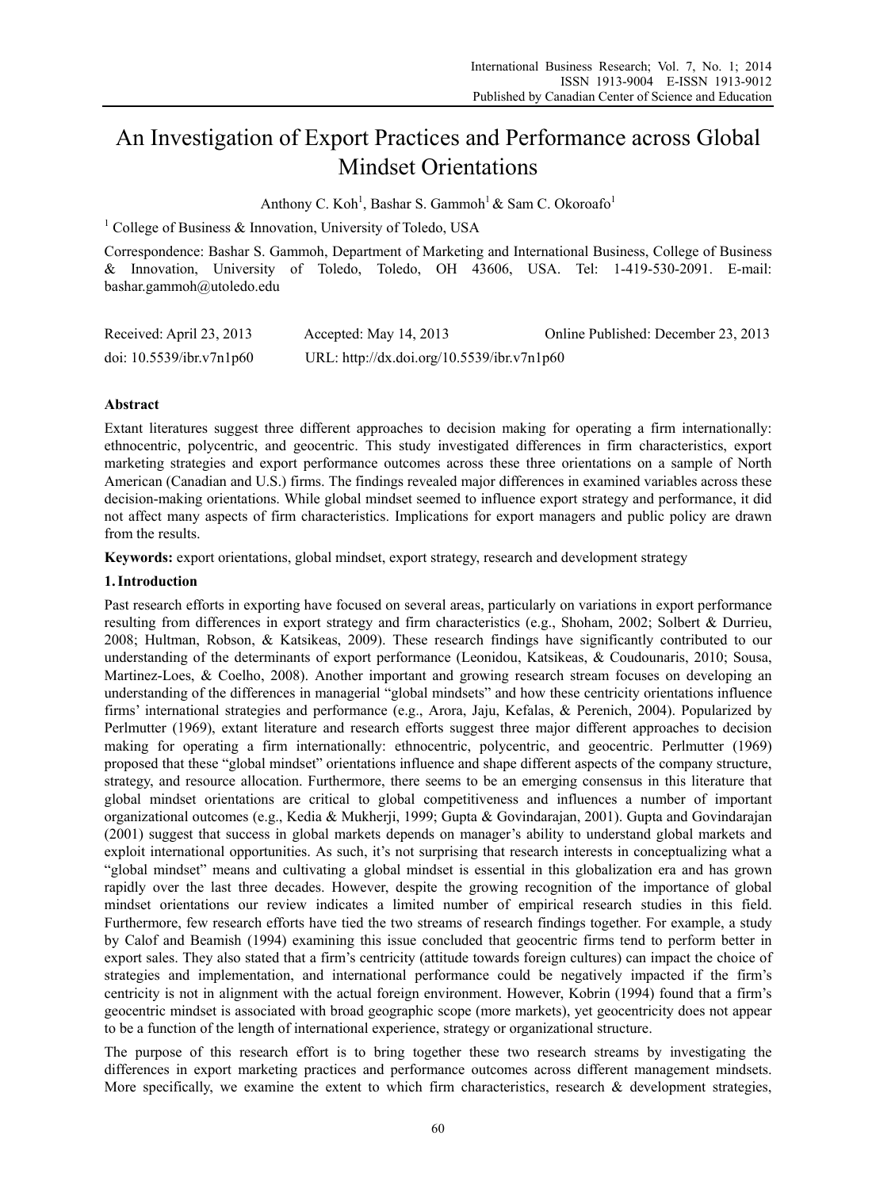# An Investigation of Export Practices and Performance across Global Mindset Orientations

Anthony C. Koh[1], Bashar S. Gammoh[1] & Sam C. Okoroafo[1]

[1] College of Business & Innovation, University of Toledo, USA

Correspondence: Bashar S. Gammoh, Department of Marketing and International Business, College of Business & Innovation, University of Toledo, Toledo, OH 43606, USA. Tel: 1-419-530-2091. E-mail: bashar.gammoh@utoledo.edu

Received: April 23, 2013    Accepted: May 14, 2013    Online Published: December 23, 2013

doi: 10.5539/ibr.v7n1p60    URL: http://dx.doi.org/10.5539/ibr.v7n1p60

## Abstract

Extant literatures suggest three different approaches to decision making for operating a firm internationally: ethnocentric, polycentric, and geocentric. This study investigated differences in firm characteristics, export marketing strategies and export performance outcomes across these three orientations on a sample of North American (Canadian and U.S.) firms. The findings revealed major differences in examined variables across these decision-making orientations. While global mindset seemed to influence export strategy and performance, it did not affect many aspects of firm characteristics. Implications for export managers and public policy are drawn from the results.

**Keywords:** export orientations, global mindset, export strategy, research and development strategy

## 1. Introduction

Past research efforts in exporting have focused on several areas, particularly on variations in export performance resulting from differences in export strategy and firm characteristics (e.g., Shoham, 2002; Solbert & Durrieu, 2008; Hultman, Robson, & Katsikeas, 2009). These research findings have significantly contributed to our understanding of the determinants of export performance (Leonidou, Katsikeas, & Coudounaris, 2010; Sousa, Martinez-Loes, & Coelho, 2008). Another important and growing research stream focuses on developing an understanding of the differences in managerial "global mindsets" and how these centricity orientations influence firms' international strategies and performance (e.g., Arora, Jaju, Kefalas, & Perenich, 2004). Popularized by Perlmutter (1969), extant literature and research efforts suggest three major different approaches to decision making for operating a firm internationally: ethnocentric, polycentric, and geocentric. Perlmutter (1969) proposed that these "global mindset" orientations influence and shape different aspects of the company structure, strategy, and resource allocation. Furthermore, there seems to be an emerging consensus in this literature that global mindset orientations are critical to global competitiveness and influences a number of important organizational outcomes (e.g., Kedia & Mukherji, 1999; Gupta & Govindarajan, 2001). Gupta and Govindarajan (2001) suggest that success in global markets depends on manager's ability to understand global markets and exploit international opportunities. As such, it's not surprising that research interests in conceptualizing what a "global mindset" means and cultivating a global mindset is essential in this globalization era and has grown rapidly over the last three decades. However, despite the growing recognition of the importance of global mindset orientations our review indicates a limited number of empirical research studies in this field. Furthermore, few research efforts have tied the two streams of research findings together. For example, a study by Calof and Beamish (1994) examining this issue concluded that geocentric firms tend to perform better in export sales. They also stated that a firm's centricity (attitude towards foreign cultures) can impact the choice of strategies and implementation, and international performance could be negatively impacted if the firm's centricity is not in alignment with the actual foreign environment. However, Kobrin (1994) found that a firm's geocentric mindset is associated with broad geographic scope (more markets), yet geocentricity does not appear to be a function of the length of international experience, strategy or organizational structure.

The purpose of this research effort is to bring together these two research streams by investigating the differences in export marketing practices and performance outcomes across different management mindsets. More specifically, we examine the extent to which firm characteristics, research & development strategies,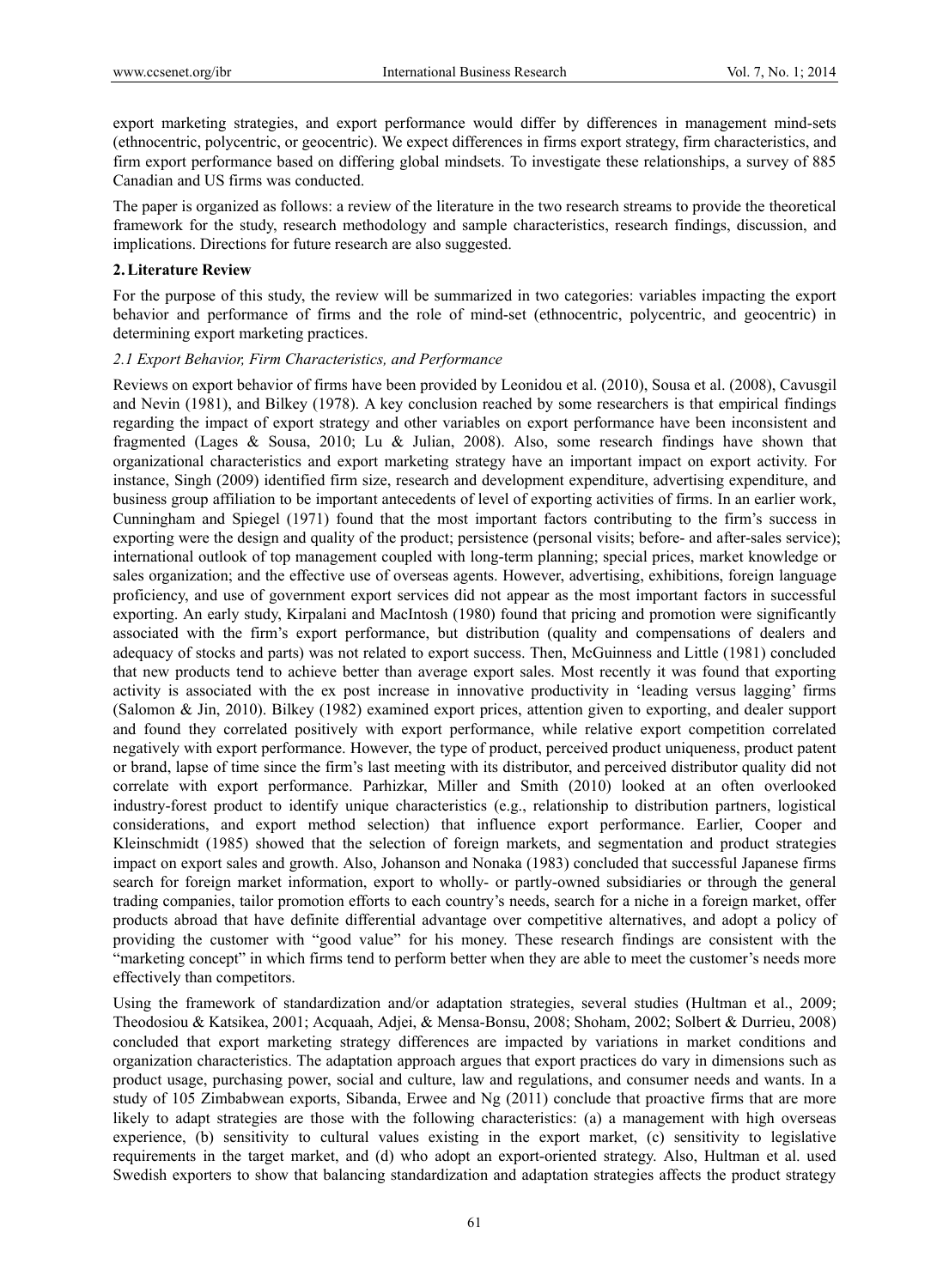export marketing strategies, and export performance would differ by differences in management mind-sets (ethnocentric, polycentric, or geocentric). We expect differences in firms export strategy, firm characteristics, and firm export performance based on differing global mindsets. To investigate these relationships, a survey of 885 Canadian and US firms was conducted.

The paper is organized as follows: a review of the literature in the two research streams to provide the theoretical framework for the study, research methodology and sample characteristics, research findings, discussion, and implications. Directions for future research are also suggested.

## 2. Literature Review

For the purpose of this study, the review will be summarized in two categories: variables impacting the export behavior and performance of firms and the role of mind-set (ethnocentric, polycentric, and geocentric) in determining export marketing practices.

### *2.1 Export Behavior, Firm Characteristics, and Performance*

Reviews on export behavior of firms have been provided by Leonidou et al. (2010), Sousa et al. (2008), Cavusgil and Nevin (1981), and Bilkey (1978). A key conclusion reached by some researchers is that empirical findings regarding the impact of export strategy and other variables on export performance have been inconsistent and fragmented (Lages & Sousa, 2010; Lu & Julian, 2008). Also, some research findings have shown that organizational characteristics and export marketing strategy have an important impact on export activity. For instance, Singh (2009) identified firm size, research and development expenditure, advertising expenditure, and business group affiliation to be important antecedents of level of exporting activities of firms. In an earlier work, Cunningham and Spiegel (1971) found that the most important factors contributing to the firm's success in exporting were the design and quality of the product; persistence (personal visits; before- and after-sales service); international outlook of top management coupled with long-term planning; special prices, market knowledge or sales organization; and the effective use of overseas agents. However, advertising, exhibitions, foreign language proficiency, and use of government export services did not appear as the most important factors in successful exporting. An early study, Kirpalani and MacIntosh (1980) found that pricing and promotion were significantly associated with the firm's export performance, but distribution (quality and compensations of dealers and adequacy of stocks and parts) was not related to export success. Then, McGuinness and Little (1981) concluded that new products tend to achieve better than average export sales. Most recently it was found that exporting activity is associated with the ex post increase in innovative productivity in 'leading versus lagging' firms (Salomon & Jin, 2010). Bilkey (1982) examined export prices, attention given to exporting, and dealer support and found they correlated positively with export performance, while relative export competition correlated negatively with export performance. However, the type of product, perceived product uniqueness, product patent or brand, lapse of time since the firm's last meeting with its distributor, and perceived distributor quality did not correlate with export performance. Parhizkar, Miller and Smith (2010) looked at an often overlooked industry-forest product to identify unique characteristics (e.g., relationship to distribution partners, logistical considerations, and export method selection) that influence export performance. Earlier, Cooper and Kleinschmidt (1985) showed that the selection of foreign markets, and segmentation and product strategies impact on export sales and growth. Also, Johanson and Nonaka (1983) concluded that successful Japanese firms search for foreign market information, export to wholly- or partly-owned subsidiaries or through the general trading companies, tailor promotion efforts to each country's needs, search for a niche in a foreign market, offer products abroad that have definite differential advantage over competitive alternatives, and adopt a policy of providing the customer with "good value" for his money. These research findings are consistent with the "marketing concept" in which firms tend to perform better when they are able to meet the customer's needs more effectively than competitors.

Using the framework of standardization and/or adaptation strategies, several studies (Hultman et al., 2009; Theodosiou & Katsikea, 2001; Acquaah, Adjei, & Mensa-Bonsu, 2008; Shoham, 2002; Solbert & Durrieu, 2008) concluded that export marketing strategy differences are impacted by variations in market conditions and organization characteristics. The adaptation approach argues that export practices do vary in dimensions such as product usage, purchasing power, social and culture, law and regulations, and consumer needs and wants. In a study of 105 Zimbabwean exports, Sibanda, Erwee and Ng (2011) conclude that proactive firms that are more likely to adapt strategies are those with the following characteristics: (a) a management with high overseas experience, (b) sensitivity to cultural values existing in the export market, (c) sensitivity to legislative requirements in the target market, and (d) who adopt an export-oriented strategy. Also, Hultman et al. used Swedish exporters to show that balancing standardization and adaptation strategies affects the product strategy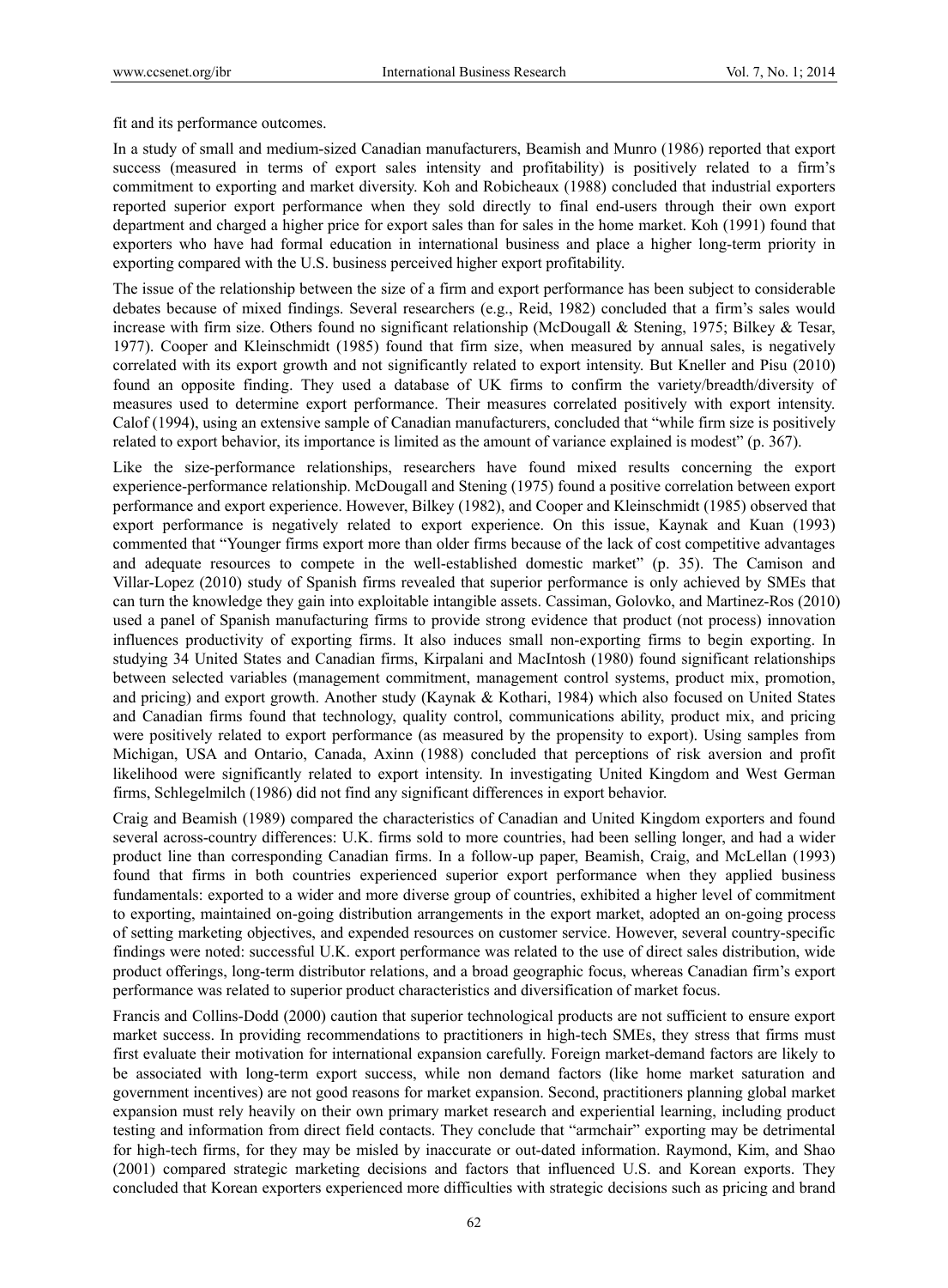fit and its performance outcomes.

In a study of small and medium-sized Canadian manufacturers, Beamish and Munro (1986) reported that export success (measured in terms of export sales intensity and profitability) is positively related to a firm's commitment to exporting and market diversity. Koh and Robicheaux (1988) concluded that industrial exporters reported superior export performance when they sold directly to final end-users through their own export department and charged a higher price for export sales than for sales in the home market. Koh (1991) found that exporters who have had formal education in international business and place a higher long-term priority in exporting compared with the U.S. business perceived higher export profitability.

The issue of the relationship between the size of a firm and export performance has been subject to considerable debates because of mixed findings. Several researchers (e.g., Reid, 1982) concluded that a firm's sales would increase with firm size. Others found no significant relationship (McDougall & Stening, 1975; Bilkey & Tesar, 1977). Cooper and Kleinschmidt (1985) found that firm size, when measured by annual sales, is negatively correlated with its export growth and not significantly related to export intensity. But Kneller and Pisu (2010) found an opposite finding. They used a database of UK firms to confirm the variety/breadth/diversity of measures used to determine export performance. Their measures correlated positively with export intensity. Calof (1994), using an extensive sample of Canadian manufacturers, concluded that "while firm size is positively related to export behavior, its importance is limited as the amount of variance explained is modest" (p. 367).

Like the size-performance relationships, researchers have found mixed results concerning the export experience-performance relationship. McDougall and Stening (1975) found a positive correlation between export performance and export experience. However, Bilkey (1982), and Cooper and Kleinschmidt (1985) observed that export performance is negatively related to export experience. On this issue, Kaynak and Kuan (1993) commented that "Younger firms export more than older firms because of the lack of cost competitive advantages and adequate resources to compete in the well-established domestic market" (p. 35). The Camison and Villar-Lopez (2010) study of Spanish firms revealed that superior performance is only achieved by SMEs that can turn the knowledge they gain into exploitable intangible assets. Cassiman, Golovko, and Martinez-Ros (2010) used a panel of Spanish manufacturing firms to provide strong evidence that product (not process) innovation influences productivity of exporting firms. It also induces small non-exporting firms to begin exporting. In studying 34 United States and Canadian firms, Kirpalani and MacIntosh (1980) found significant relationships between selected variables (management commitment, management control systems, product mix, promotion, and pricing) and export growth. Another study (Kaynak & Kothari, 1984) which also focused on United States and Canadian firms found that technology, quality control, communications ability, product mix, and pricing were positively related to export performance (as measured by the propensity to export). Using samples from Michigan, USA and Ontario, Canada, Axinn (1988) concluded that perceptions of risk aversion and profit likelihood were significantly related to export intensity. In investigating United Kingdom and West German firms, Schlegelmilch (1986) did not find any significant differences in export behavior.

Craig and Beamish (1989) compared the characteristics of Canadian and United Kingdom exporters and found several across-country differences: U.K. firms sold to more countries, had been selling longer, and had a wider product line than corresponding Canadian firms. In a follow-up paper, Beamish, Craig, and McLellan (1993) found that firms in both countries experienced superior export performance when they applied business fundamentals: exported to a wider and more diverse group of countries, exhibited a higher level of commitment to exporting, maintained on-going distribution arrangements in the export market, adopted an on-going process of setting marketing objectives, and expended resources on customer service. However, several country-specific findings were noted: successful U.K. export performance was related to the use of direct sales distribution, wide product offerings, long-term distributor relations, and a broad geographic focus, whereas Canadian firm's export performance was related to superior product characteristics and diversification of market focus.

Francis and Collins-Dodd (2000) caution that superior technological products are not sufficient to ensure export market success. In providing recommendations to practitioners in high-tech SMEs, they stress that firms must first evaluate their motivation for international expansion carefully. Foreign market-demand factors are likely to be associated with long-term export success, while non demand factors (like home market saturation and government incentives) are not good reasons for market expansion. Second, practitioners planning global market expansion must rely heavily on their own primary market research and experiential learning, including product testing and information from direct field contacts. They conclude that "armchair" exporting may be detrimental for high-tech firms, for they may be misled by inaccurate or out-dated information. Raymond, Kim, and Shao (2001) compared strategic marketing decisions and factors that influenced U.S. and Korean exports. They concluded that Korean exporters experienced more difficulties with strategic decisions such as pricing and brand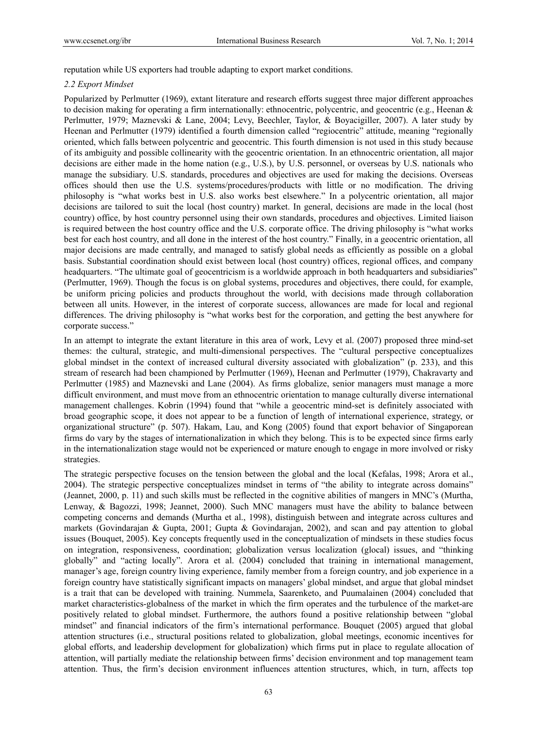reputation while US exporters had trouble adapting to export market conditions.

### *2.2 Export Mindset*

Popularized by Perlmutter (1969), extant literature and research efforts suggest three major different approaches to decision making for operating a firm internationally: ethnocentric, polycentric, and geocentric (e.g., Heenan & Perlmutter, 1979; Maznevski & Lane, 2004; Levy, Beechler, Taylor, & Boyacigiller, 2007). A later study by Heenan and Perlmutter (1979) identified a fourth dimension called "regiocentric" attitude, meaning "regionally oriented, which falls between polycentric and geocentric. This fourth dimension is not used in this study because of its ambiguity and possible collinearity with the geocentric orientation. In an ethnocentric orientation, all major decisions are either made in the home nation (e.g., U.S.), by U.S. personnel, or overseas by U.S. nationals who manage the subsidiary. U.S. standards, procedures and objectives are used for making the decisions. Overseas offices should then use the U.S. systems/procedures/products with little or no modification. The driving philosophy is "what works best in U.S. also works best elsewhere." In a polycentric orientation, all major decisions are tailored to suit the local (host country) market. In general, decisions are made in the local (host country) office, by host country personnel using their own standards, procedures and objectives. Limited liaison is required between the host country office and the U.S. corporate office. The driving philosophy is "what works best for each host country, and all done in the interest of the host country." Finally, in a geocentric orientation, all major decisions are made centrally, and managed to satisfy global needs as efficiently as possible on a global basis. Substantial coordination should exist between local (host country) offices, regional offices, and company headquarters. "The ultimate goal of geocentricism is a worldwide approach in both headquarters and subsidiaries" (Perlmutter, 1969). Though the focus is on global systems, procedures and objectives, there could, for example, be uniform pricing policies and products throughout the world, with decisions made through collaboration between all units. However, in the interest of corporate success, allowances are made for local and regional differences. The driving philosophy is "what works best for the corporation, and getting the best anywhere for corporate success."

In an attempt to integrate the extant literature in this area of work, Levy et al. (2007) proposed three mind-set themes: the cultural, strategic, and multi-dimensional perspectives. The "cultural perspective conceptualizes global mindset in the context of increased cultural diversity associated with globalization" (p. 233), and this stream of research had been championed by Perlmutter (1969), Heenan and Perlmutter (1979), Chakravarty and Perlmutter (1985) and Maznevski and Lane (2004). As firms globalize, senior managers must manage a more difficult environment, and must move from an ethnocentric orientation to manage culturally diverse international management challenges. Kobrin (1994) found that "while a geocentric mind-set is definitely associated with broad geographic scope, it does not appear to be a function of length of international experience, strategy, or organizational structure" (p. 507). Hakam, Lau, and Kong (2005) found that export behavior of Singaporean firms do vary by the stages of internationalization in which they belong. This is to be expected since firms early in the internationalization stage would not be experienced or mature enough to engage in more involved or risky strategies.

The strategic perspective focuses on the tension between the global and the local (Kefalas, 1998; Arora et al., 2004). The strategic perspective conceptualizes mindset in terms of "the ability to integrate across domains" (Jeannet, 2000, p. 11) and such skills must be reflected in the cognitive abilities of mangers in MNC's (Murtha, Lenway, & Bagozzi, 1998; Jeannet, 2000). Such MNC managers must have the ability to balance between competing concerns and demands (Murtha et al., 1998), distinguish between and integrate across cultures and markets (Govindarajan & Gupta, 2001; Gupta & Govindarajan, 2002), and scan and pay attention to global issues (Bouquet, 2005). Key concepts frequently used in the conceptualization of mindsets in these studies focus on integration, responsiveness, coordination; globalization versus localization (glocal) issues, and "thinking globally" and "acting locally". Arora et al. (2004) concluded that training in international management, manager's age, foreign country living experience, family member from a foreign country, and job experience in a foreign country have statistically significant impacts on managers' global mindset, and argue that global mindset is a trait that can be developed with training. Nummela, Saarenketo, and Puumalainen (2004) concluded that market characteristics-globalness of the market in which the firm operates and the turbulence of the market-are positively related to global mindset. Furthermore, the authors found a positive relationship between "global mindset" and financial indicators of the firm's international performance. Bouquet (2005) argued that global attention structures (i.e., structural positions related to globalization, global meetings, economic incentives for global efforts, and leadership development for globalization) which firms put in place to regulate allocation of attention, will partially mediate the relationship between firms' decision environment and top management team attention. Thus, the firm's decision environment influences attention structures, which, in turn, affects top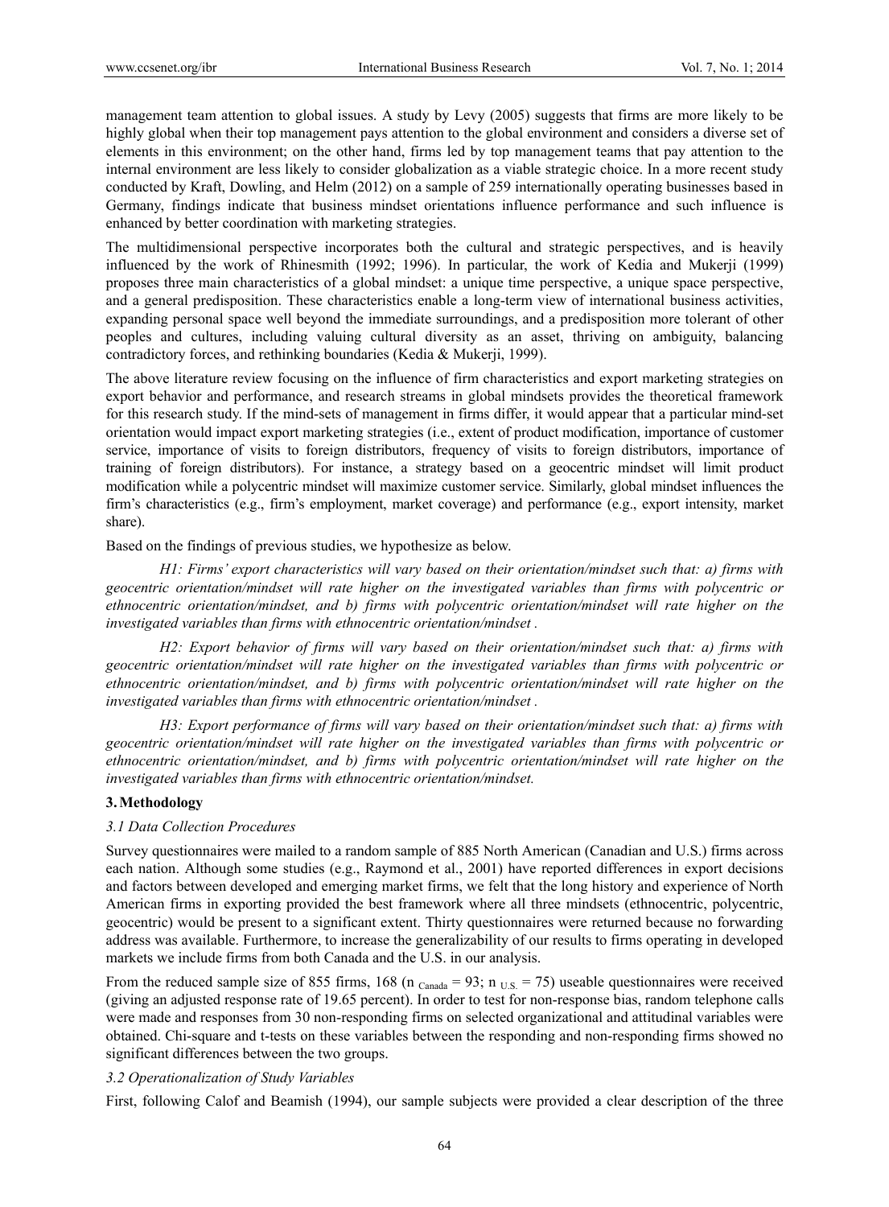management team attention to global issues. A study by Levy (2005) suggests that firms are more likely to be highly global when their top management pays attention to the global environment and considers a diverse set of elements in this environment; on the other hand, firms led by top management teams that pay attention to the internal environment are less likely to consider globalization as a viable strategic choice. In a more recent study conducted by Kraft, Dowling, and Helm (2012) on a sample of 259 internationally operating businesses based in Germany, findings indicate that business mindset orientations influence performance and such influence is enhanced by better coordination with marketing strategies.

The multidimensional perspective incorporates both the cultural and strategic perspectives, and is heavily influenced by the work of Rhinesmith (1992; 1996). In particular, the work of Kedia and Mukerji (1999) proposes three main characteristics of a global mindset: a unique time perspective, a unique space perspective, and a general predisposition. These characteristics enable a long-term view of international business activities, expanding personal space well beyond the immediate surroundings, and a predisposition more tolerant of other peoples and cultures, including valuing cultural diversity as an asset, thriving on ambiguity, balancing contradictory forces, and rethinking boundaries (Kedia & Mukerji, 1999).

The above literature review focusing on the influence of firm characteristics and export marketing strategies on export behavior and performance, and research streams in global mindsets provides the theoretical framework for this research study. If the mind-sets of management in firms differ, it would appear that a particular mind-set orientation would impact export marketing strategies (i.e., extent of product modification, importance of customer service, importance of visits to foreign distributors, frequency of visits to foreign distributors, importance of training of foreign distributors). For instance, a strategy based on a geocentric mindset will limit product modification while a polycentric mindset will maximize customer service. Similarly, global mindset influences the firm's characteristics (e.g., firm's employment, market coverage) and performance (e.g., export intensity, market share).

Based on the findings of previous studies, we hypothesize as below.

*H1: Firms' export characteristics will vary based on their orientation/mindset such that: a) firms with geocentric orientation/mindset will rate higher on the investigated variables than firms with polycentric or ethnocentric orientation/mindset, and b) firms with polycentric orientation/mindset will rate higher on the investigated variables than firms with ethnocentric orientation/mindset .*

*H2: Export behavior of firms will vary based on their orientation/mindset such that: a) firms with geocentric orientation/mindset will rate higher on the investigated variables than firms with polycentric or ethnocentric orientation/mindset, and b) firms with polycentric orientation/mindset will rate higher on the investigated variables than firms with ethnocentric orientation/mindset .*

*H3: Export performance of firms will vary based on their orientation/mindset such that: a) firms with geocentric orientation/mindset will rate higher on the investigated variables than firms with polycentric or ethnocentric orientation/mindset, and b) firms with polycentric orientation/mindset will rate higher on the investigated variables than firms with ethnocentric orientation/mindset.*

## 3. Methodology

### 3.1 Data Collection Procedures

Survey questionnaires were mailed to a random sample of 885 North American (Canadian and U.S.) firms across each nation. Although some studies (e.g., Raymond et al., 2001) have reported differences in export decisions and factors between developed and emerging market firms, we felt that the long history and experience of North American firms in exporting provided the best framework where all three mindsets (ethnocentric, polycentric, geocentric) would be present to a significant extent. Thirty questionnaires were returned because no forwarding address was available. Furthermore, to increase the generalizability of our results to firms operating in developed markets we include firms from both Canada and the U.S. in our analysis.

From the reduced sample size of 855 firms, 168 ($n_{\text{Canada}} = 93$; $n_{\text{U.S.}} = 75$) useable questionnaires were received (giving an adjusted response rate of 19.65 percent). In order to test for non-response bias, random telephone calls were made and responses from 30 non-responding firms on selected organizational and attitudinal variables were obtained. Chi-square and t-tests on these variables between the responding and non-responding firms showed no significant differences between the two groups.

### 3.2 Operationalization of Study Variables

First, following Calof and Beamish (1994), our sample subjects were provided a clear description of the three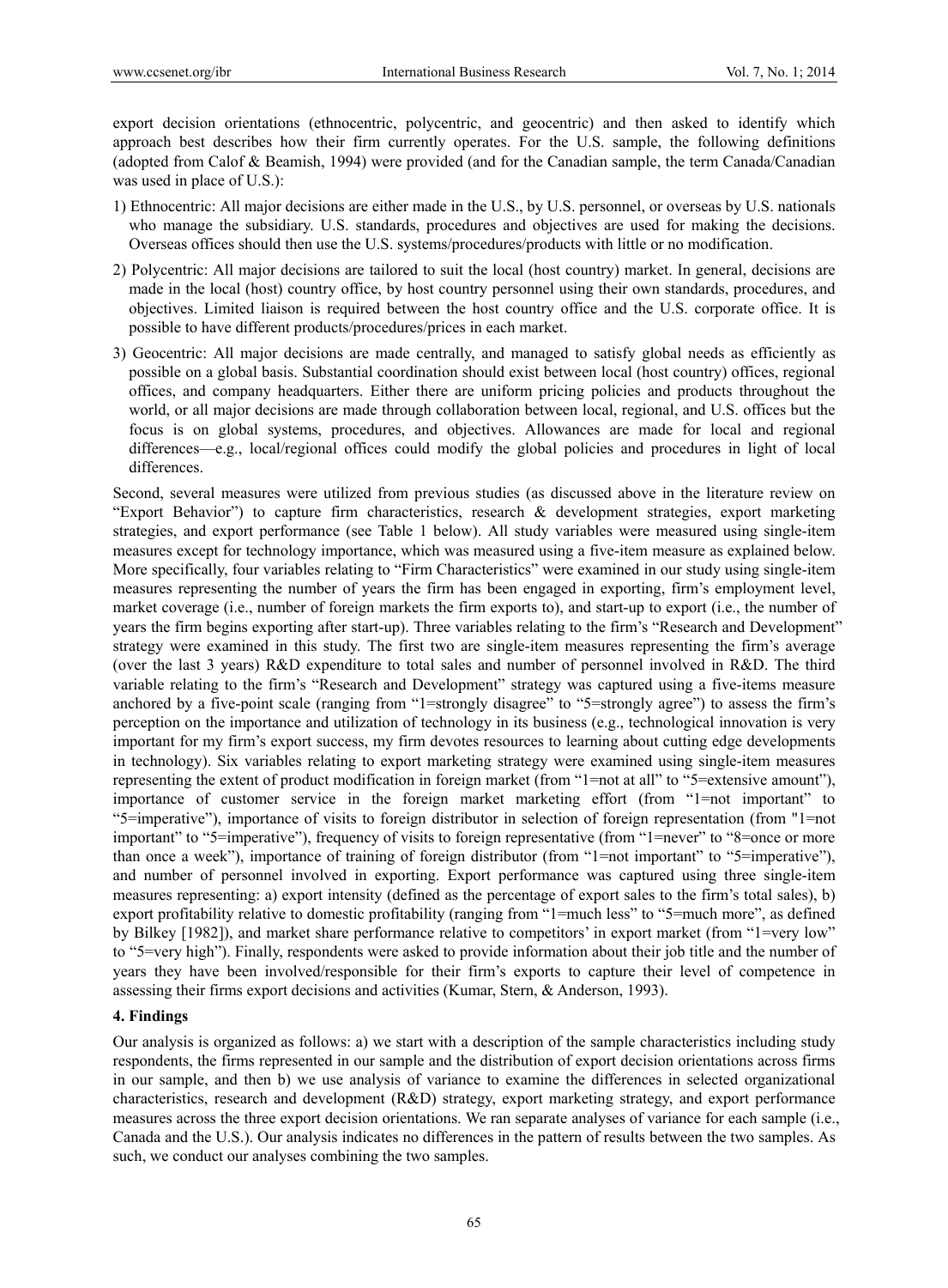export decision orientations (ethnocentric, polycentric, and geocentric) and then asked to identify which approach best describes how their firm currently operates. For the U.S. sample, the following definitions (adopted from Calof & Beamish, 1994) were provided (and for the Canadian sample, the term Canada/Canadian was used in place of U.S.):

1) Ethnocentric: All major decisions are either made in the U.S., by U.S. personnel, or overseas by U.S. nationals who manage the subsidiary. U.S. standards, procedures and objectives are used for making the decisions. Overseas offices should then use the U.S. systems/procedures/products with little or no modification.
2) Polycentric: All major decisions are tailored to suit the local (host country) market. In general, decisions are made in the local (host) country office, by host country personnel using their own standards, procedures, and objectives. Limited liaison is required between the host country office and the U.S. corporate office. It is possible to have different products/procedures/prices in each market.
3) Geocentric: All major decisions are made centrally, and managed to satisfy global needs as efficiently as possible on a global basis. Substantial coordination should exist between local (host country) offices, regional offices, and company headquarters. Either there are uniform pricing policies and products throughout the world, or all major decisions are made through collaboration between local, regional, and U.S. offices but the focus is on global systems, procedures, and objectives. Allowances are made for local and regional differences—e.g., local/regional offices could modify the global policies and procedures in light of local differences.

Second, several measures were utilized from previous studies (as discussed above in the literature review on "Export Behavior") to capture firm characteristics, research & development strategies, export marketing strategies, and export performance (see Table 1 below). All study variables were measured using single-item measures except for technology importance, which was measured using a five-item measure as explained below. More specifically, four variables relating to "Firm Characteristics" were examined in our study using single-item measures representing the number of years the firm has been engaged in exporting, firm's employment level, market coverage (i.e., number of foreign markets the firm exports to), and start-up to export (i.e., the number of years the firm begins exporting after start-up). Three variables relating to the firm's "Research and Development" strategy were examined in this study. The first two are single-item measures representing the firm's average (over the last 3 years) R&D expenditure to total sales and number of personnel involved in R&D. The third variable relating to the firm's "Research and Development" strategy was captured using a five-items measure anchored by a five-point scale (ranging from "1=strongly disagree" to "5=strongly agree") to assess the firm's perception on the importance and utilization of technology in its business (e.g., technological innovation is very important for my firm's export success, my firm devotes resources to learning about cutting edge developments in technology). Six variables relating to export marketing strategy were examined using single-item measures representing the extent of product modification in foreign market (from "1=not at all" to "5=extensive amount"), importance of customer service in the foreign market marketing effort (from "1=not important" to "5=imperative"), importance of visits to foreign distributor in selection of foreign representation (from "1=not important" to "5=imperative"), frequency of visits to foreign representative (from "1=never" to "8=once or more than once a week"), importance of training of foreign distributor (from "1=not important" to "5=imperative"), and number of personnel involved in exporting. Export performance was captured using three single-item measures representing: a) export intensity (defined as the percentage of export sales to the firm's total sales), b) export profitability relative to domestic profitability (ranging from "1=much less" to "5=much more", as defined by Bilkey [1982]), and market share performance relative to competitors' in export market (from "1=very low" to "5=very high"). Finally, respondents were asked to provide information about their job title and the number of years they have been involved/responsible for their firm's exports to capture their level of competence in assessing their firms export decisions and activities (Kumar, Stern, & Anderson, 1993).

## 4. Findings

Our analysis is organized as follows: a) we start with a description of the sample characteristics including study respondents, the firms represented in our sample and the distribution of export decision orientations across firms in our sample, and then b) we use analysis of variance to examine the differences in selected organizational characteristics, research and development (R&D) strategy, export marketing strategy, and export performance measures across the three export decision orientations. We ran separate analyses of variance for each sample (i.e., Canada and the U.S.). Our analysis indicates no differences in the pattern of results between the two samples. As such, we conduct our analyses combining the two samples.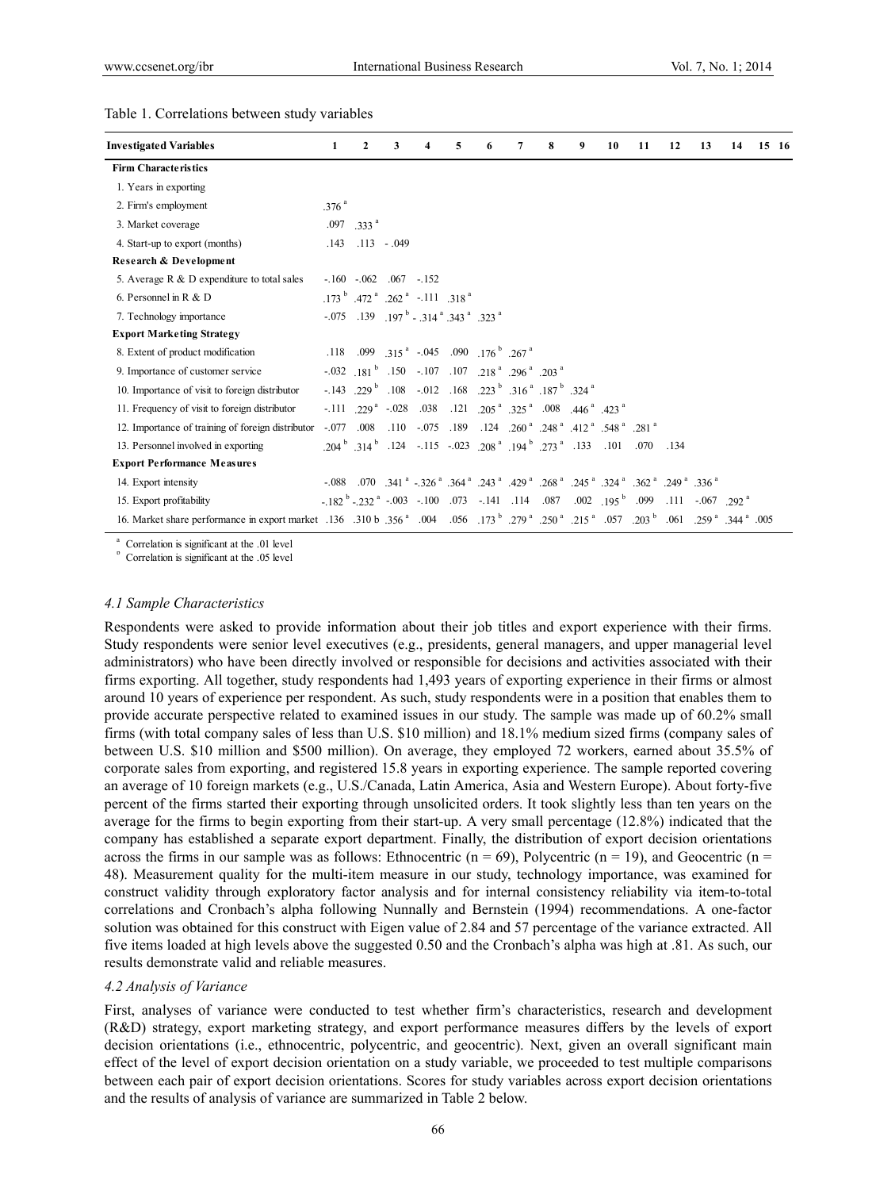Table 1. Correlations between study variables

| Investigated Variables | 1 | 2 | 3 | 4 | 5 | 6 | 7 | 8 | 9 | 10 | 11 | 12 | 13 | 14 | 15 | 16 |
|---|---|---|---|---|---|---|---|---|---|---|---|---|---|---|---|---|
| **Firm Characteristics** | | | | | | | | | | | | | | | | |
| 1. Years in exporting | | | | | | | | | | | | | | | | |
| 2. Firm's employment | .376 [a] | | | | | | | | | | | | | | | |
| 3. Market coverage | .097 | .333 [a] | | | | | | | | | | | | | | |
| 4. Start-up to export (months) | .143 | .113 | - .049 | | | | | | | | | | | | | |
| **Research & Development** | | | | | | | | | | | | | | | | |
| 5. Average R & D expenditure to total sales | -.160 | -.062 | .067 | -.152 | | | | | | | | | | | | |
| 6. Personnel in R & D | .173 [b] | .472 [a] | .262 [a] | -.111 | .318 [a] | | | | | | | | | | | |
| 7. Technology importance | -.075 | .139 | .197 [b] | - .314 [a] | .343 [a] | .323 [a] | | | | | | | | | | |
| **Export Marketing Strategy** | | | | | | | | | | | | | | | | |
| 8. Extent of product modification | .118 | .099 | .315 [a] | -.045 | .090 | .176 [b] | .267 [a] | | | | | | | | | |
| 9. Importance of customer service | -.032 | .181 [b] | .150 | -.107 | .107 | .218 [a] | .296 [a] | .203 [a] | | | | | | | | |
| 10. Importance of visit to foreign distributor | -.143 | .229 [b] | .108 | -.012 | .168 | .223 [b] | .316 [a] | .187 [b] | .324 [a] | | | | | | | |
| 11. Frequency of visit to foreign distributor | -.111 | .229 [a] | -.028 | .038 | .121 | .205 [a] | .325 [a] | .008 | .446 [a] | .423 [a] | | | | | | |
| 12. Importance of training of foreign distributor | -.077 | .008 | .110 | -.075 | .189 | .124 | .260 [a] | .248 [a] | .412 [a] | .548 [a] | .281 [a] | | | | | |
| 13. Personnel involved in exporting | .204 [b] | .314 [b] | .124 | -.115 | -.023 | .208 [a] | .194 [b] | .273 [a] | .133 | .101 | .070 | .134 | | | | |
| **Export Performance Measures** | | | | | | | | | | | | | | | | |
| 14. Export intensity | -.088 | .070 | .341 [a] | -.326 [a] | .364 [a] | .243 [a] | .429 [a] | .268 [a] | .245 [a] | .324 [a] | .362 [a] | .249 [a] | .336 [a] | | | |
| 15. Export profitability | -.182 [b] | -.232 [a] | -.003 | -.100 | .073 | -.141 | .114 | .087 | .002 | .195 [b] | .099 | .111 | -.067 | .292 [a] | | |
| 16. Market share performance in export market | .136 | .310 b | .356 [a] | .004 | .056 | .173 [b] | .279 [a] | .250 [a] | .215 [a] | .057 | .203 [b] | .061 | .259 [a] | .344 [a] | .005 | |

[a] Correlation is significant at the .01 level
[b] Correlation is significant at the .05 level

#### 4.1 Sample Characteristics

Respondents were asked to provide information about their job titles and export experience with their firms. Study respondents were senior level executives (e.g., presidents, general managers, and upper managerial level administrators) who have been directly involved or responsible for decisions and activities associated with their firms exporting. All together, study respondents had 1,493 years of exporting experience in their firms or almost around 10 years of experience per respondent. As such, study respondents were in a position that enables them to provide accurate perspective related to examined issues in our study. The sample was made up of 60.2% small firms (with total company sales of less than U.S. $10 million) and 18.1% medium sized firms (company sales of between U.S. $10 million and $500 million). On average, they employed 72 workers, earned about 35.5% of corporate sales from exporting, and registered 15.8 years in exporting experience. The sample reported covering an average of 10 foreign markets (e.g., U.S./Canada, Latin America, Asia and Western Europe). About forty-five percent of the firms started their exporting through unsolicited orders. It took slightly less than ten years on the average for the firms to begin exporting from their start-up. A very small percentage (12.8%) indicated that the company has established a separate export department. Finally, the distribution of export decision orientations across the firms in our sample was as follows: Ethnocentric ($n = 69$), Polycentric ($n = 19$), and Geocentric ($n = 48$). Measurement quality for the multi-item measure in our study, technology importance, was examined for construct validity through exploratory factor analysis and for internal consistency reliability via item-to-total correlations and Cronbach's alpha following Nunnally and Bernstein (1994) recommendations. A one-factor solution was obtained for this construct with Eigen value of 2.84 and 57 percentage of the variance extracted. All five items loaded at high levels above the suggested 0.50 and the Cronbach's alpha was high at .81. As such, our results demonstrate valid and reliable measures.

#### 4.2 Analysis of Variance

First, analyses of variance were conducted to test whether firm's characteristics, research and development (R&D) strategy, export marketing strategy, and export performance measures differs by the levels of export decision orientations (i.e., ethnocentric, polycentric, and geocentric). Next, given an overall significant main effect of the level of export decision orientation on a study variable, we proceeded to test multiple comparisons between each pair of export decision orientations. Scores for study variables across export decision orientations and the results of analysis of variance are summarized in Table 2 below.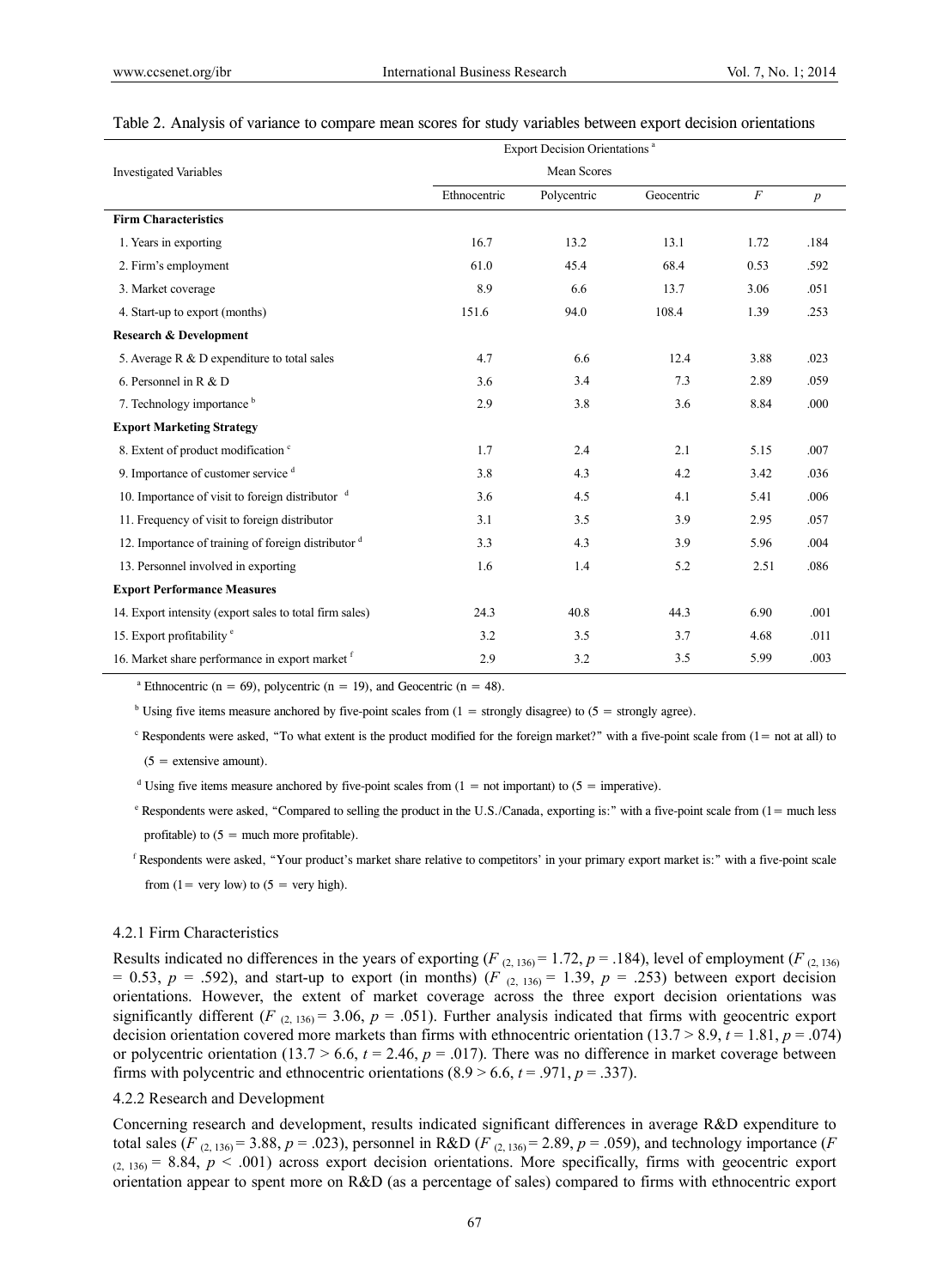Table 2. Analysis of variance to compare mean scores for study variables between export decision orientations

| Investigated Variables | Export Decision Orientations [a] Mean Scores | | | | |
|---|---|---|---|---|---|
| | Ethnocentric | Polycentric | Geocentric | $F$ | $p$ |
| **Firm Characteristics** | | | | | |
| 1. Years in exporting | 16.7 | 13.2 | 13.1 | 1.72 | .184 |
| 2. Firm's employment | 61.0 | 45.4 | 68.4 | 0.53 | .592 |
| 3. Market coverage | 8.9 | 6.6 | 13.7 | 3.06 | .051 |
| 4. Start-up to export (months) | 151.6 | 94.0 | 108.4 | 1.39 | .253 |
| **Research & Development** | | | | | |
| 5. Average R & D expenditure to total sales | 4.7 | 6.6 | 12.4 | 3.88 | .023 |
| 6. Personnel in R & D | 3.6 | 3.4 | 7.3 | 2.89 | .059 |
| 7. Technology importance [b] | 2.9 | 3.8 | 3.6 | 8.84 | .000 |
| **Export Marketing Strategy** | | | | | |
| 8. Extent of product modification [c] | 1.7 | 2.4 | 2.1 | 5.15 | .007 |
| 9. Importance of customer service [d] | 3.8 | 4.3 | 4.2 | 3.42 | .036 |
| 10. Importance of visit to foreign distributor [d] | 3.6 | 4.5 | 4.1 | 5.41 | .006 |
| 11. Frequency of visit to foreign distributor | 3.1 | 3.5 | 3.9 | 2.95 | .057 |
| 12. Importance of training of foreign distributor [d] | 3.3 | 4.3 | 3.9 | 5.96 | .004 |
| 13. Personnel involved in exporting | 1.6 | 1.4 | 5.2 | 2.51 | .086 |
| **Export Performance Measures** | | | | | |
| 14. Export intensity (export sales to total firm sales) | 24.3 | 40.8 | 44.3 | 6.90 | .001 |
| 15. Export profitability [e] | 3.2 | 3.5 | 3.7 | 4.68 | .011 |
| 16. Market share performance in export market [f] | 2.9 | 3.2 | 3.5 | 5.99 | .003 |

[a] Ethnocentric (n = 69), polycentric (n = 19), and Geocentric (n = 48).

[b] Using five items measure anchored by five-point scales from (1 = strongly disagree) to (5 = strongly agree).

[c] Respondents were asked, "To what extent is the product modified for the foreign market?" with a five-point scale from (1= not at all) to (5 = extensive amount).

[d] Using five items measure anchored by five-point scales from (1 = not important) to (5 = imperative).

[e] Respondents were asked, "Compared to selling the product in the U.S./Canada, exporting is:" with a five-point scale from (1= much less profitable) to (5 = much more profitable).

[f] Respondents were asked, "Your product's market share relative to competitors' in your primary export market is:" with a five-point scale from (1= very low) to (5 = very high).

#### 4.2.1 Firm Characteristics

Results indicated no differences in the years of exporting ($F_{(2, 136)} = 1.72$, $p = .184$), level of employment ($F_{(2, 136)} = 0.53$, $p = .592$), and start-up to export (in months) ($F_{(2, 136)} = 1.39$, $p = .253$) between export decision orientations. However, the extent of market coverage across the three export decision orientations was significantly different ($F_{(2, 136)} = 3.06$, $p = .051$). Further analysis indicated that firms with geocentric export decision orientation covered more markets than firms with ethnocentric orientation ($13.7 > 8.9$, $t = 1.81$, $p = .074$) or polycentric orientation ($13.7 > 6.6$, $t = 2.46$, $p = .017$). There was no difference in market coverage between firms with polycentric and ethnocentric orientations ($8.9 > 6.6$, $t = .971$, $p = .337$).

#### 4.2.2 Research and Development

Concerning research and development, results indicated significant differences in average R&D expenditure to total sales ($F_{(2, 136)} = 3.88$, $p = .023$), personnel in R&D ($F_{(2, 136)} = 2.89$, $p = .059$), and technology importance ($F_{(2, 136)} = 8.84$, $p < .001$) across export decision orientations. More specifically, firms with geocentric export orientation appear to spent more on R&D (as a percentage of sales) compared to firms with ethnocentric export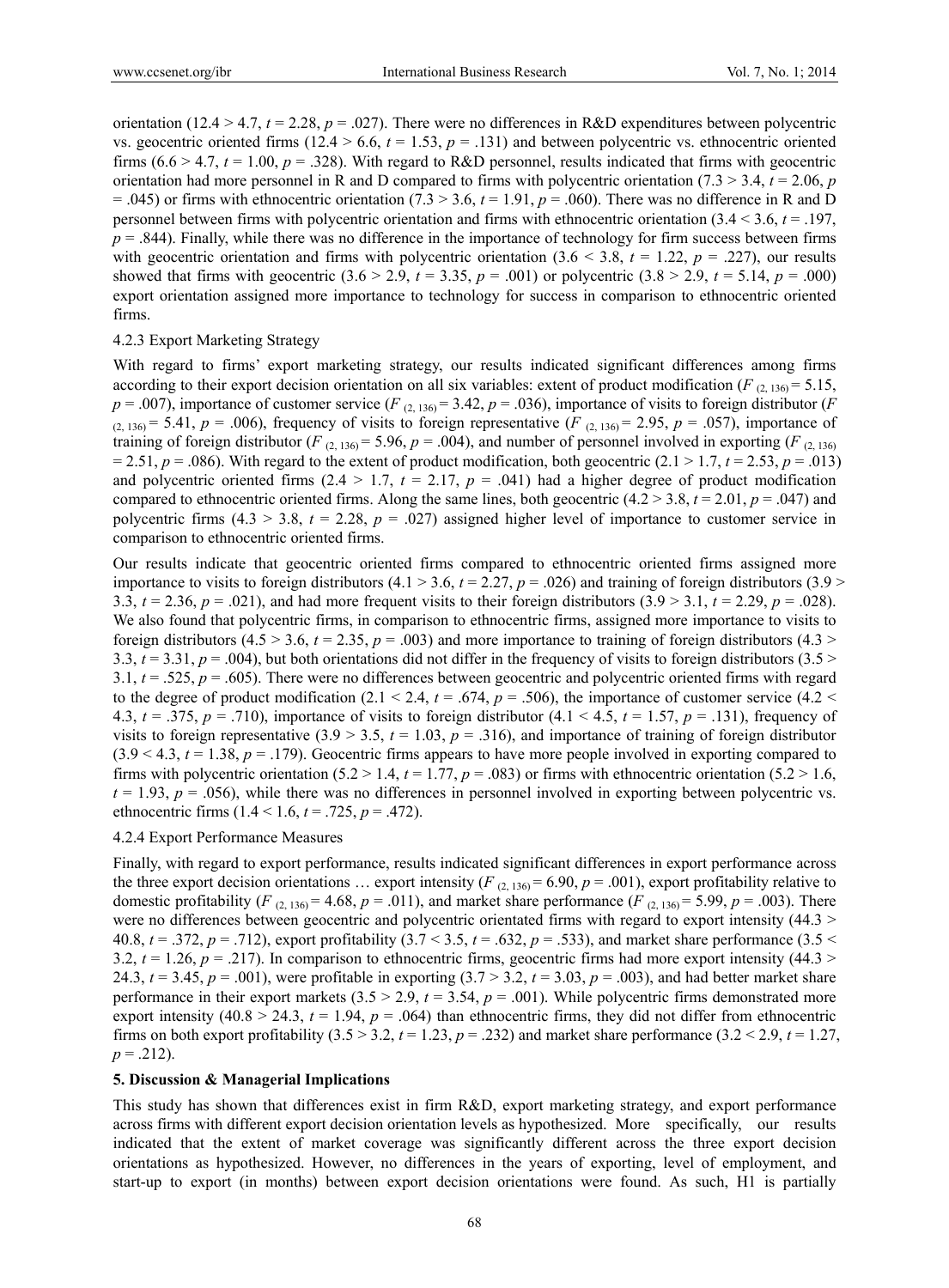orientation (12.4 > 4.7, $t$ = 2.28, $p$ = .027). There were no differences in R&D expenditures between polycentric vs. geocentric oriented firms (12.4 > 6.6, $t$ = 1.53, $p$ = .131) and between polycentric vs. ethnocentric oriented firms (6.6 > 4.7, $t$ = 1.00, $p$ = .328). With regard to R&D personnel, results indicated that firms with geocentric orientation had more personnel in R and D compared to firms with polycentric orientation (7.3 > 3.4, $t$ = 2.06, $p$ = .045) or firms with ethnocentric orientation (7.3 > 3.6, $t$ = 1.91, $p$ = .060). There was no difference in R and D personnel between firms with polycentric orientation and firms with ethnocentric orientation (3.4 < 3.6, $t$ = .197, $p$ = .844). Finally, while there was no difference in the importance of technology for firm success between firms with geocentric orientation and firms with polycentric orientation (3.6 < 3.8, $t$ = 1.22, $p$ = .227), our results showed that firms with geocentric (3.6 > 2.9, $t$ = 3.35, $p$ = .001) or polycentric (3.8 > 2.9, $t$ = 5.14, $p$ = .000) export orientation assigned more importance to technology for success in comparison to ethnocentric oriented firms.

#### 4.2.3 Export Marketing Strategy

With regard to firms' export marketing strategy, our results indicated significant differences among firms according to their export decision orientation on all six variables: extent of product modification ($F_{(2, 136)}$ = 5.15, $p$ = .007), importance of customer service ($F_{(2, 136)}$ = 3.42, $p$ = .036), importance of visits to foreign distributor ($F_{(2, 136)}$ = 5.41, $p$ = .006), frequency of visits to foreign representative ($F_{(2, 136)}$ = 2.95, $p$ = .057), importance of training of foreign distributor ($F_{(2, 136)}$ = 5.96, $p$ = .004), and number of personnel involved in exporting ($F_{(2, 136)}$ = 2.51, $p$ = .086). With regard to the extent of product modification, both geocentric (2.1 > 1.7, $t$ = 2.53, $p$ = .013) and polycentric oriented firms (2.4 > 1.7, $t$ = 2.17, $p$ = .041) had a higher degree of product modification compared to ethnocentric oriented firms. Along the same lines, both geocentric (4.2 > 3.8, $t$ = 2.01, $p$ = .047) and polycentric firms (4.3 > 3.8, $t$ = 2.28, $p$ = .027) assigned higher level of importance to customer service in comparison to ethnocentric oriented firms.

Our results indicate that geocentric oriented firms compared to ethnocentric oriented firms assigned more importance to visits to foreign distributors (4.1 > 3.6, $t$ = 2.27, $p$ = .026) and training of foreign distributors (3.9 > 3.3, $t$ = 2.36, $p$ = .021), and had more frequent visits to their foreign distributors (3.9 > 3.1, $t$ = 2.29, $p$ = .028). We also found that polycentric firms, in comparison to ethnocentric firms, assigned more importance to visits to foreign distributors (4.5 > 3.6, $t$ = 2.35, $p$ = .003) and more importance to training of foreign distributors (4.3 > 3.3, $t$ = 3.31, $p$ = .004), but both orientations did not differ in the frequency of visits to foreign distributors (3.5 > 3.1, $t$ = .525, $p$ = .605). There were no differences between geocentric and polycentric oriented firms with regard to the degree of product modification (2.1 < 2.4, $t$ = .674, $p$ = .506), the importance of customer service (4.2 < 4.3, $t$ = .375, $p$ = .710), importance of visits to foreign distributor (4.1 < 4.5, $t$ = 1.57, $p$ = .131), frequency of visits to foreign representative (3.9 > 3.5, $t$ = 1.03, $p$ = .316), and importance of training of foreign distributor (3.9 < 4.3, $t$ = 1.38, $p$ = .179). Geocentric firms appears to have more people involved in exporting compared to firms with polycentric orientation (5.2 > 1.4, $t$ = 1.77, $p$ = .083) or firms with ethnocentric orientation (5.2 > 1.6, $t$ = 1.93, $p$ = .056), while there was no differences in personnel involved in exporting between polycentric vs. ethnocentric firms (1.4 < 1.6, $t$ = .725, $p$ = .472).

#### 4.2.4 Export Performance Measures

Finally, with regard to export performance, results indicated significant differences in export performance across the three export decision orientations … export intensity ($F_{(2, 136)}$ = 6.90, $p$ = .001), export profitability relative to domestic profitability ($F_{(2, 136)}$ = 4.68, $p$ = .011), and market share performance ($F_{(2, 136)}$ = 5.99, $p$ = .003). There were no differences between geocentric and polycentric orientated firms with regard to export intensity (44.3 > 40.8, $t$ = .372, $p$ = .712), export profitability (3.7 < 3.5, $t$ = .632, $p$ = .533), and market share performance (3.5 < 3.2, $t$ = 1.26, $p$ = .217). In comparison to ethnocentric firms, geocentric firms had more export intensity (44.3 > 24.3, $t$ = 3.45, $p$ = .001), were profitable in exporting (3.7 > 3.2, $t$ = 3.03, $p$ = .003), and had better market share performance in their export markets (3.5 > 2.9, $t$ = 3.54, $p$ = .001). While polycentric firms demonstrated more export intensity (40.8 > 24.3, $t$ = 1.94, $p$ = .064) than ethnocentric firms, they did not differ from ethnocentric firms on both export profitability (3.5 > 3.2, $t$ = 1.23, $p$ = .232) and market share performance (3.2 < 2.9, $t$ = 1.27, $p$ = .212).

## 5. Discussion & Managerial Implications

This study has shown that differences exist in firm R&D, export marketing strategy, and export performance across firms with different export decision orientation levels as hypothesized. More specifically, our results indicated that the extent of market coverage was significantly different across the three export decision orientations as hypothesized. However, no differences in the years of exporting, level of employment, and start-up to export (in months) between export decision orientations were found. As such, H1 is partially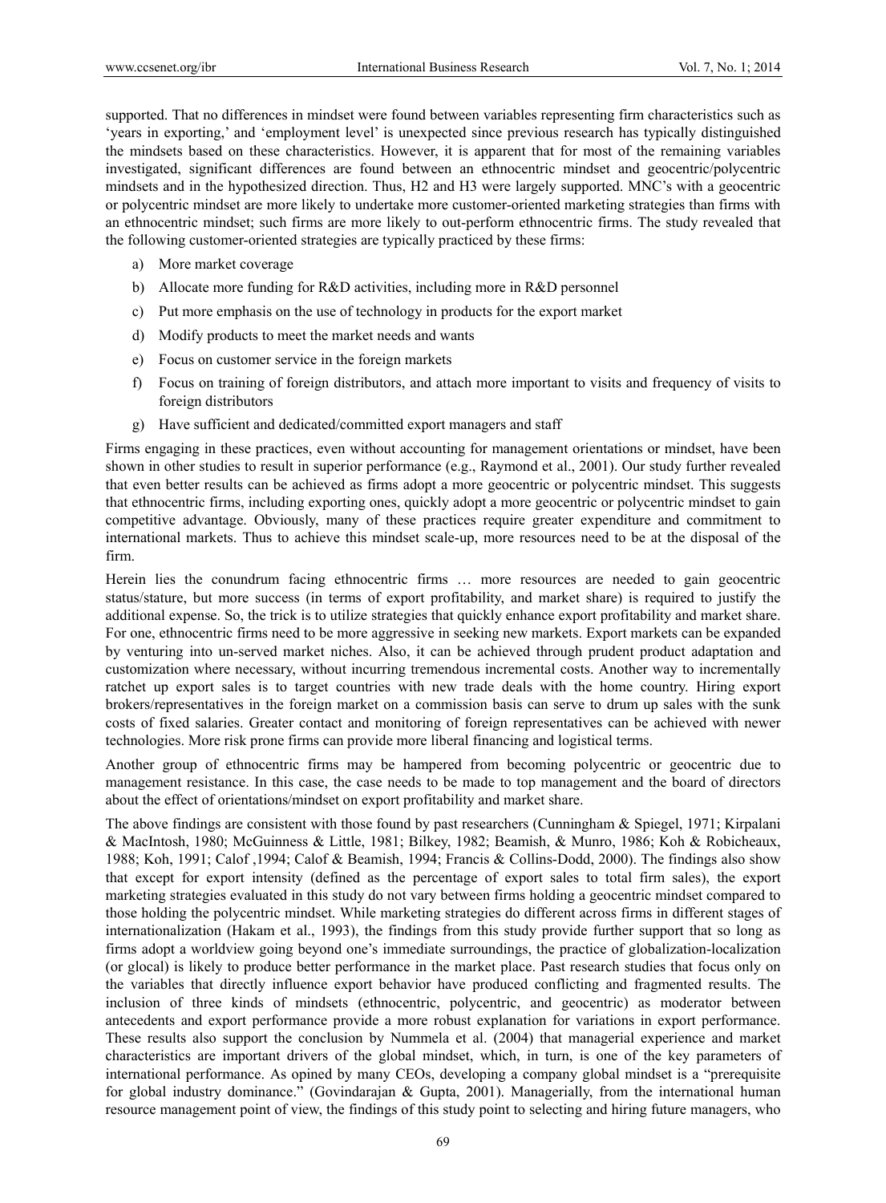supported. That no differences in mindset were found between variables representing firm characteristics such as 'years in exporting,' and 'employment level' is unexpected since previous research has typically distinguished the mindsets based on these characteristics. However, it is apparent that for most of the remaining variables investigated, significant differences are found between an ethnocentric mindset and geocentric/polycentric mindsets and in the hypothesized direction. Thus, H2 and H3 were largely supported. MNC's with a geocentric or polycentric mindset are more likely to undertake more customer-oriented marketing strategies than firms with an ethnocentric mindset; such firms are more likely to out-perform ethnocentric firms. The study revealed that the following customer-oriented strategies are typically practiced by these firms:

a) More market coverage
b) Allocate more funding for R&D activities, including more in R&D personnel
c) Put more emphasis on the use of technology in products for the export market
d) Modify products to meet the market needs and wants
e) Focus on customer service in the foreign markets
f) Focus on training of foreign distributors, and attach more important to visits and frequency of visits to foreign distributors
g) Have sufficient and dedicated/committed export managers and staff

Firms engaging in these practices, even without accounting for management orientations or mindset, have been shown in other studies to result in superior performance (e.g., Raymond et al., 2001). Our study further revealed that even better results can be achieved as firms adopt a more geocentric or polycentric mindset. This suggests that ethnocentric firms, including exporting ones, quickly adopt a more geocentric or polycentric mindset to gain competitive advantage. Obviously, many of these practices require greater expenditure and commitment to international markets. Thus to achieve this mindset scale-up, more resources need to be at the disposal of the firm.

Herein lies the conundrum facing ethnocentric firms … more resources are needed to gain geocentric status/stature, but more success (in terms of export profitability, and market share) is required to justify the additional expense. So, the trick is to utilize strategies that quickly enhance export profitability and market share. For one, ethnocentric firms need to be more aggressive in seeking new markets. Export markets can be expanded by venturing into un-served market niches. Also, it can be achieved through prudent product adaptation and customization where necessary, without incurring tremendous incremental costs. Another way to incrementally ratchet up export sales is to target countries with new trade deals with the home country. Hiring export brokers/representatives in the foreign market on a commission basis can serve to drum up sales with the sunk costs of fixed salaries. Greater contact and monitoring of foreign representatives can be achieved with newer technologies. More risk prone firms can provide more liberal financing and logistical terms.

Another group of ethnocentric firms may be hampered from becoming polycentric or geocentric due to management resistance. In this case, the case needs to be made to top management and the board of directors about the effect of orientations/mindset on export profitability and market share.

The above findings are consistent with those found by past researchers (Cunningham & Spiegel, 1971; Kirpalani & MacIntosh, 1980; McGuinness & Little, 1981; Bilkey, 1982; Beamish, & Munro, 1986; Koh & Robicheaux, 1988; Koh, 1991; Calof ,1994; Calof & Beamish, 1994; Francis & Collins-Dodd, 2000). The findings also show that except for export intensity (defined as the percentage of export sales to total firm sales), the export marketing strategies evaluated in this study do not vary between firms holding a geocentric mindset compared to those holding the polycentric mindset. While marketing strategies do different across firms in different stages of internationalization (Hakam et al., 1993), the findings from this study provide further support that so long as firms adopt a worldview going beyond one's immediate surroundings, the practice of globalization-localization (or glocal) is likely to produce better performance in the market place. Past research studies that focus only on the variables that directly influence export behavior have produced conflicting and fragmented results. The inclusion of three kinds of mindsets (ethnocentric, polycentric, and geocentric) as moderator between antecedents and export performance provide a more robust explanation for variations in export performance. These results also support the conclusion by Nummela et al. (2004) that managerial experience and market characteristics are important drivers of the global mindset, which, in turn, is one of the key parameters of international performance. As opined by many CEOs, developing a company global mindset is a "prerequisite for global industry dominance." (Govindarajan & Gupta, 2001). Managerially, from the international human resource management point of view, the findings of this study point to selecting and hiring future managers, who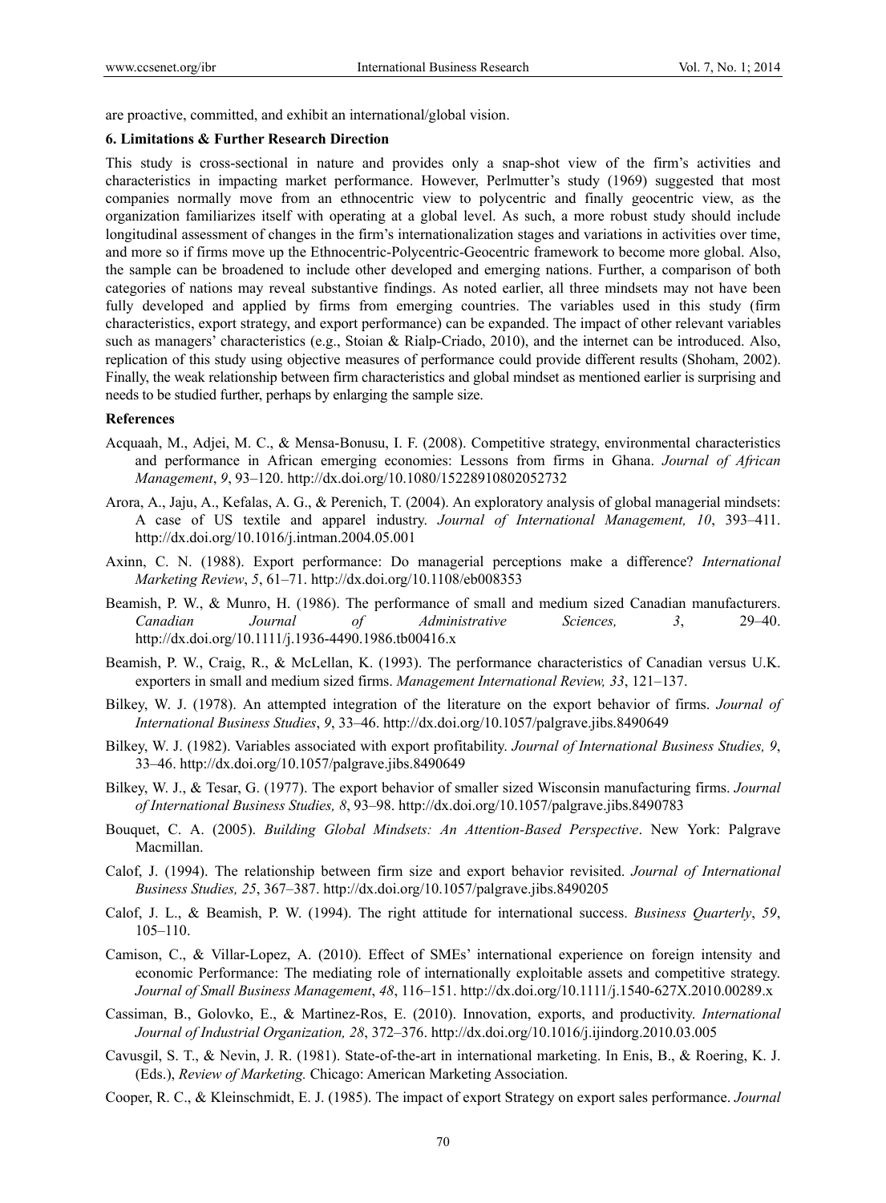are proactive, committed, and exhibit an international/global vision.

**6. Limitations & Further Research Direction**

This study is cross-sectional in nature and provides only a snap-shot view of the firm's activities and characteristics in impacting market performance. However, Perlmutter's study (1969) suggested that most companies normally move from an ethnocentric view to polycentric and finally geocentric view, as the organization familiarizes itself with operating at a global level. As such, a more robust study should include longitudinal assessment of changes in the firm's internationalization stages and variations in activities over time, and more so if firms move up the Ethnocentric-Polycentric-Geocentric framework to become more global. Also, the sample can be broadened to include other developed and emerging nations. Further, a comparison of both categories of nations may reveal substantive findings. As noted earlier, all three mindsets may not have been fully developed and applied by firms from emerging countries. The variables used in this study (firm characteristics, export strategy, and export performance) can be expanded. The impact of other relevant variables such as managers' characteristics (e.g., Stoian & Rialp-Criado, 2010), and the internet can be introduced. Also, replication of this study using objective measures of performance could provide different results (Shoham, 2002). Finally, the weak relationship between firm characteristics and global mindset as mentioned earlier is surprising and needs to be studied further, perhaps by enlarging the sample size.

**References**

Acquaah, M., Adjei, M. C., & Mensa-Bonusu, I. F. (2008). Competitive strategy, environmental characteristics and performance in African emerging economies: Lessons from firms in Ghana. *Journal of African Management*, *9*, 93–120. http://dx.doi.org/10.1080/15228910802052732

Arora, A., Jaju, A., Kefalas, A. G., & Perenich, T. (2004). An exploratory analysis of global managerial mindsets: A case of US textile and apparel industry. *Journal of International Management, 10*, 393–411. http://dx.doi.org/10.1016/j.intman.2004.05.001

Axinn, C. N. (1988). Export performance: Do managerial perceptions make a difference? *International Marketing Review*, *5*, 61–71. http://dx.doi.org/10.1108/eb008353

Beamish, P. W., & Munro, H. (1986). The performance of small and medium sized Canadian manufacturers. *Canadian Journal of Administrative Sciences, 3*, 29–40. http://dx.doi.org/10.1111/j.1936-4490.1986.tb00416.x

Beamish, P. W., Craig, R., & McLellan, K. (1993). The performance characteristics of Canadian versus U.K. exporters in small and medium sized firms. *Management International Review, 33*, 121–137.

Bilkey, W. J. (1978). An attempted integration of the literature on the export behavior of firms. *Journal of International Business Studies*, *9*, 33–46. http://dx.doi.org/10.1057/palgrave.jibs.8490649

Bilkey, W. J. (1982). Variables associated with export profitability. *Journal of International Business Studies, 9*, 33–46. http://dx.doi.org/10.1057/palgrave.jibs.8490649

Bilkey, W. J., & Tesar, G. (1977). The export behavior of smaller sized Wisconsin manufacturing firms. *Journal of International Business Studies, 8*, 93–98. http://dx.doi.org/10.1057/palgrave.jibs.8490783

Bouquet, C. A. (2005). *Building Global Mindsets: An Attention-Based Perspective*. New York: Palgrave Macmillan.

Calof, J. (1994). The relationship between firm size and export behavior revisited. *Journal of International Business Studies, 25*, 367–387. http://dx.doi.org/10.1057/palgrave.jibs.8490205

Calof, J. L., & Beamish, P. W. (1994). The right attitude for international success. *Business Quarterly*, *59*, 105–110.

Camison, C., & Villar-Lopez, A. (2010). Effect of SMEs' international experience on foreign intensity and economic Performance: The mediating role of internationally exploitable assets and competitive strategy. *Journal of Small Business Management*, *48*, 116–151. http://dx.doi.org/10.1111/j.1540-627X.2010.00289.x

Cassiman, B., Golovko, E., & Martinez-Ros, E. (2010). Innovation, exports, and productivity. *International Journal of Industrial Organization, 28*, 372–376. http://dx.doi.org/10.1016/j.ijindorg.2010.03.005

Cavusgil, S. T., & Nevin, J. R. (1981). State-of-the-art in international marketing. In Enis, B., & Roering, K. J. (Eds.), *Review of Marketing.* Chicago: American Marketing Association.

Cooper, R. C., & Kleinschmidt, E. J. (1985). The impact of export Strategy on export sales performance. *Journal*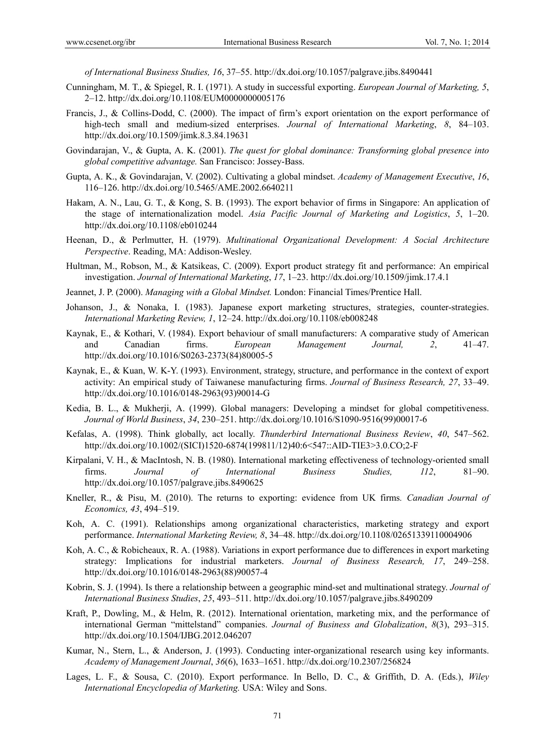*of International Business Studies, 16*, 37–55. http://dx.doi.org/10.1057/palgrave.jibs.8490441

Cunningham, M. T., & Spiegel, R. I. (1971). A study in successful exporting. *European Journal of Marketing, 5*, 2–12. http://dx.doi.org/10.1108/EUM0000000005176

Francis, J., & Collins-Dodd, C. (2000). The impact of firm's export orientation on the export performance of high-tech small and medium-sized enterprises. *Journal of International Marketing*, *8*, 84–103. http://dx.doi.org/10.1509/jimk.8.3.84.19631

Govindarajan, V., & Gupta, A. K. (2001). *The quest for global dominance: Transforming global presence into global competitive advantage.* San Francisco: Jossey-Bass.

Gupta, A. K., & Govindarajan, V. (2002). Cultivating a global mindset. *Academy of Management Executive*, *16*, 116–126. http://dx.doi.org/10.5465/AME.2002.6640211

Hakam, A. N., Lau, G. T., & Kong, S. B. (1993). The export behavior of firms in Singapore: An application of the stage of internationalization model. *Asia Pacific Journal of Marketing and Logistics*, *5*, 1–20. http://dx.doi.org/10.1108/eb010244

Heenan, D., & Perlmutter, H. (1979). *Multinational Organizational Development: A Social Architecture Perspective*. Reading, MA: Addison-Wesley.

Hultman, M., Robson, M., & Katsikeas, C. (2009). Export product strategy fit and performance: An empirical investigation. *Journal of International Marketing*, *17*, 1–23. http://dx.doi.org/10.1509/jimk.17.4.1

Jeannet, J. P. (2000). *Managing with a Global Mindset.* London: Financial Times/Prentice Hall.

Johanson, J., & Nonaka, I. (1983). Japanese export marketing structures, strategies, counter-strategies. *International Marketing Review, 1*, 12–24. http://dx.doi.org/10.1108/eb008248

Kaynak, E., & Kothari, V. (1984). Export behaviour of small manufacturers: A comparative study of American and Canadian firms. *European Management Journal, 2*, 41–47. http://dx.doi.org/10.1016/S0263-2373(84)80005-5

Kaynak, E., & Kuan, W. K-Y. (1993). Environment, strategy, structure, and performance in the context of export activity: An empirical study of Taiwanese manufacturing firms. *Journal of Business Research, 27*, 33–49. http://dx.doi.org/10.1016/0148-2963(93)90014-G

Kedia, B. L., & Mukherji, A. (1999). Global managers: Developing a mindset for global competitiveness. *Journal of World Business*, *34*, 230–251. http://dx.doi.org/10.1016/S1090-9516(99)00017-6

Kefalas, A. (1998). Think globally, act locally. *Thunderbird International Business Review*, *40*, 547–562. http://dx.doi.org/10.1002/(SICI)1520-6874(199811/12)40:6<547::AID-TIE3>3.0.CO;2-F

Kirpalani, V. H., & MacIntosh, N. B. (1980). International marketing effectiveness of technology-oriented small firms. *Journal of International Business Studies, 112*, 81–90. http://dx.doi.org/10.1057/palgrave.jibs.8490625

Kneller, R., & Pisu, M. (2010). The returns to exporting: evidence from UK firms*. Canadian Journal of Economics, 43*, 494–519.

Koh, A. C. (1991). Relationships among organizational characteristics, marketing strategy and export performance. *International Marketing Review, 8*, 34–48. http://dx.doi.org/10.1108/02651339110004906

Koh, A. C., & Robicheaux, R. A. (1988). Variations in export performance due to differences in export marketing strategy: Implications for industrial marketers. *Journal of Business Research, 17*, 249–258. http://dx.doi.org/10.1016/0148-2963(88)90057-4

Kobrin, S. J. (1994). Is there a relationship between a geographic mind-set and multinational strategy. *Journal of International Business Studies*, *25*, 493–511. http://dx.doi.org/10.1057/palgrave.jibs.8490209

Kraft, P., Dowling, M., & Helm, R. (2012). International orientation, marketing mix, and the performance of international German "mittelstand" companies. *Journal of Business and Globalization*, *8*(3), 293–315. http://dx.doi.org/10.1504/IJBG.2012.046207

Kumar, N., Stern, L., & Anderson, J. (1993). Conducting inter-organizational research using key informants. *Academy of Management Journal*, *36*(6), 1633–1651. http://dx.doi.org/10.2307/256824

Lages, L. F., & Sousa, C. (2010). Export performance. In Bello, D. C., & Griffith, D. A. (Eds.), *Wiley International Encyclopedia of Marketing.* USA: Wiley and Sons.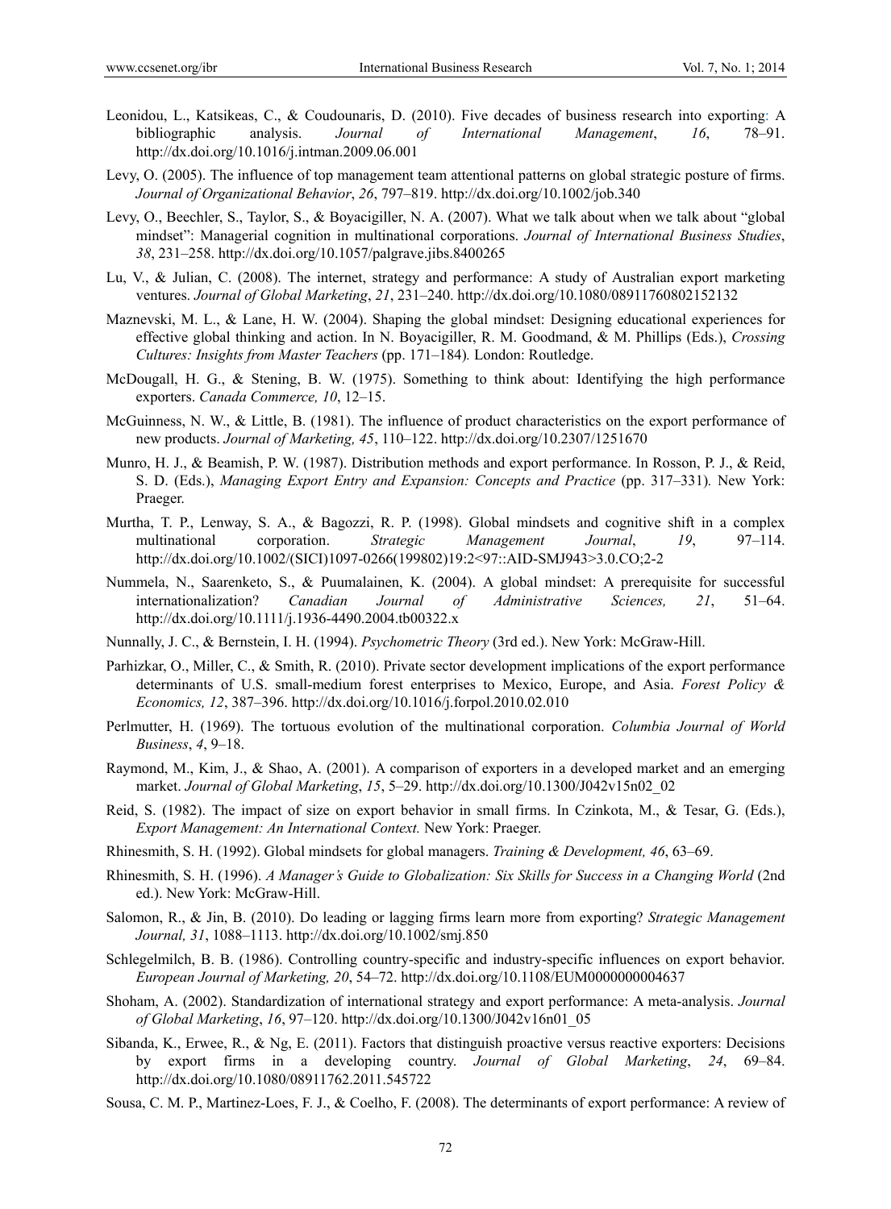Leonidou, L., Katsikeas, C., & Coudounaris, D. (2010). Five decades of business research into exporting: A bibliographic analysis. *Journal of International Management*, *16*, 78–91. http://dx.doi.org/10.1016/j.intman.2009.06.001

Levy, O. (2005). The influence of top management team attentional patterns on global strategic posture of firms. *Journal of Organizational Behavior*, *26*, 797–819. http://dx.doi.org/10.1002/job.340

Levy, O., Beechler, S., Taylor, S., & Boyacigiller, N. A. (2007). What we talk about when we talk about "global mindset": Managerial cognition in multinational corporations. *Journal of International Business Studies*, *38*, 231–258. http://dx.doi.org/10.1057/palgrave.jibs.8400265

Lu, V., & Julian, C. (2008). The internet, strategy and performance: A study of Australian export marketing ventures. *Journal of Global Marketing*, *21*, 231–240. http://dx.doi.org/10.1080/08911760802152132

Maznevski, M. L., & Lane, H. W. (2004). Shaping the global mindset: Designing educational experiences for effective global thinking and action. In N. Boyacigiller, R. M. Goodmand, & M. Phillips (Eds.), *Crossing Cultures: Insights from Master Teachers* (pp. 171–184). London: Routledge.

McDougall, H. G., & Stening, B. W. (1975). Something to think about: Identifying the high performance exporters. *Canada Commerce, 10*, 12–15.

McGuinness, N. W., & Little, B. (1981). The influence of product characteristics on the export performance of new products. *Journal of Marketing, 45*, 110–122. http://dx.doi.org/10.2307/1251670

Munro, H. J., & Beamish, P. W. (1987). Distribution methods and export performance. In Rosson, P. J., & Reid, S. D. (Eds.), *Managing Export Entry and Expansion: Concepts and Practice* (pp. 317–331). New York: Praeger.

Murtha, T. P., Lenway, S. A., & Bagozzi, R. P. (1998). Global mindsets and cognitive shift in a complex multinational corporation. *Strategic Management Journal*, *19*, 97–114. http://dx.doi.org/10.1002/(SICI)1097-0266(199802)19:2<97::AID-SMJ943>3.0.CO;2-2

Nummela, N., Saarenketo, S., & Puumalainen, K. (2004). A global mindset: A prerequisite for successful internationalization? *Canadian Journal of Administrative Sciences, 21*, 51–64. http://dx.doi.org/10.1111/j.1936-4490.2004.tb00322.x

Nunnally, J. C., & Bernstein, I. H. (1994). *Psychometric Theory* (3rd ed.). New York: McGraw-Hill.

Parhizkar, O., Miller, C., & Smith, R. (2010). Private sector development implications of the export performance determinants of U.S. small-medium forest enterprises to Mexico, Europe, and Asia. *Forest Policy & Economics, 12*, 387–396. http://dx.doi.org/10.1016/j.forpol.2010.02.010

Perlmutter, H. (1969). The tortuous evolution of the multinational corporation. *Columbia Journal of World Business*, *4*, 9–18.

Raymond, M., Kim, J., & Shao, A. (2001). A comparison of exporters in a developed market and an emerging market. *Journal of Global Marketing*, *15*, 5–29. http://dx.doi.org/10.1300/J042v15n02_02

Reid, S. (1982). The impact of size on export behavior in small firms. In Czinkota, M., & Tesar, G. (Eds.), *Export Management: An International Context.* New York: Praeger.

Rhinesmith, S. H. (1992). Global mindsets for global managers. *Training & Development, 46*, 63–69.

Rhinesmith, S. H. (1996). *A Manager's Guide to Globalization: Six Skills for Success in a Changing World* (2nd ed.). New York: McGraw-Hill.

Salomon, R., & Jin, B. (2010). Do leading or lagging firms learn more from exporting? *Strategic Management Journal, 31*, 1088–1113. http://dx.doi.org/10.1002/smj.850

Schlegelmilch, B. B. (1986). Controlling country-specific and industry-specific influences on export behavior. *European Journal of Marketing, 20*, 54–72. http://dx.doi.org/10.1108/EUM0000000004637

Shoham, A. (2002). Standardization of international strategy and export performance: A meta-analysis. *Journal of Global Marketing*, *16*, 97–120. http://dx.doi.org/10.1300/J042v16n01_05

Sibanda, K., Erwee, R., & Ng, E. (2011). Factors that distinguish proactive versus reactive exporters: Decisions by export firms in a developing country. *Journal of Global Marketing*, *24*, 69–84. http://dx.doi.org/10.1080/08911762.2011.545722

Sousa, C. M. P., Martinez-Loes, F. J., & Coelho, F. (2008). The determinants of export performance: A review of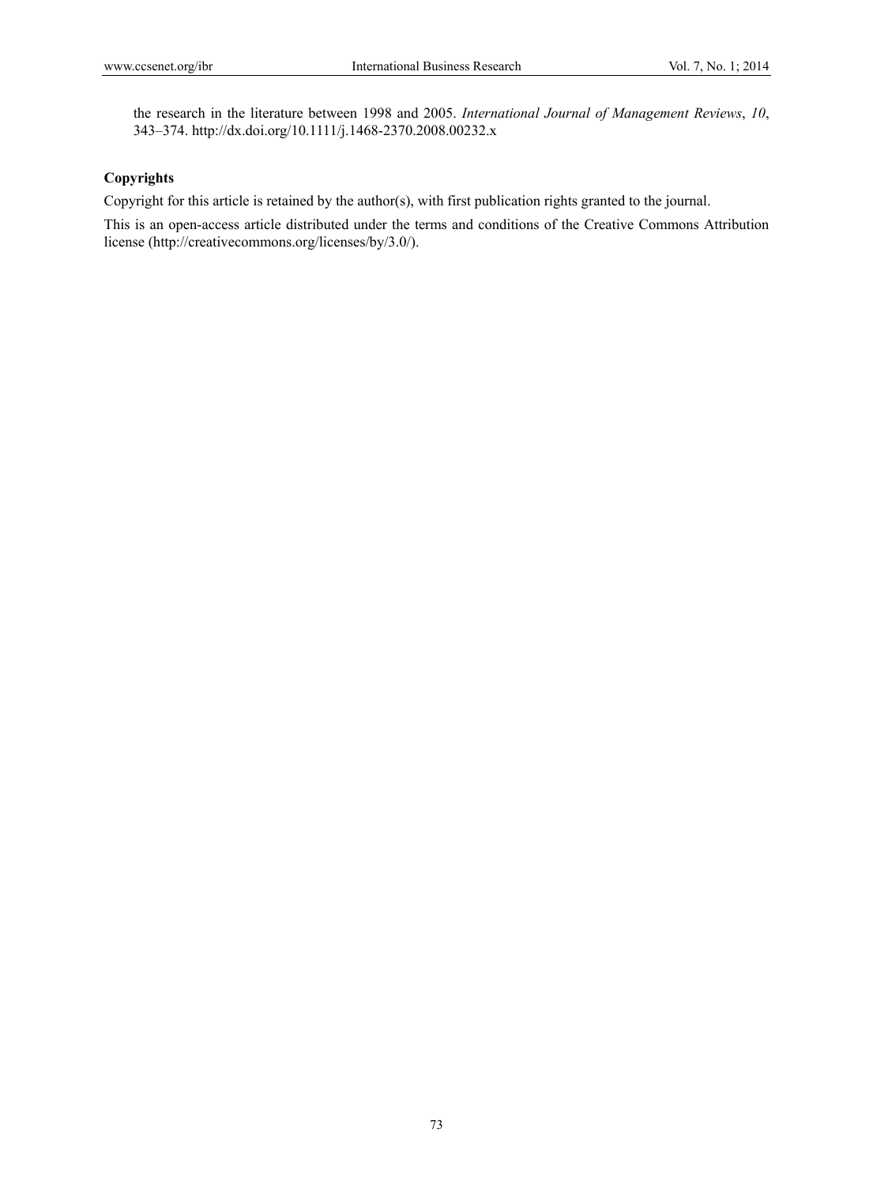the research in the literature between 1998 and 2005. *International Journal of Management Reviews*, *10*, 343–374. http://dx.doi.org/10.1111/j.1468-2370.2008.00232.x

**Copyrights**

Copyright for this article is retained by the author(s), with first publication rights granted to the journal.

This is an open-access article distributed under the terms and conditions of the Creative Commons Attribution license (http://creativecommons.org/licenses/by/3.0/).